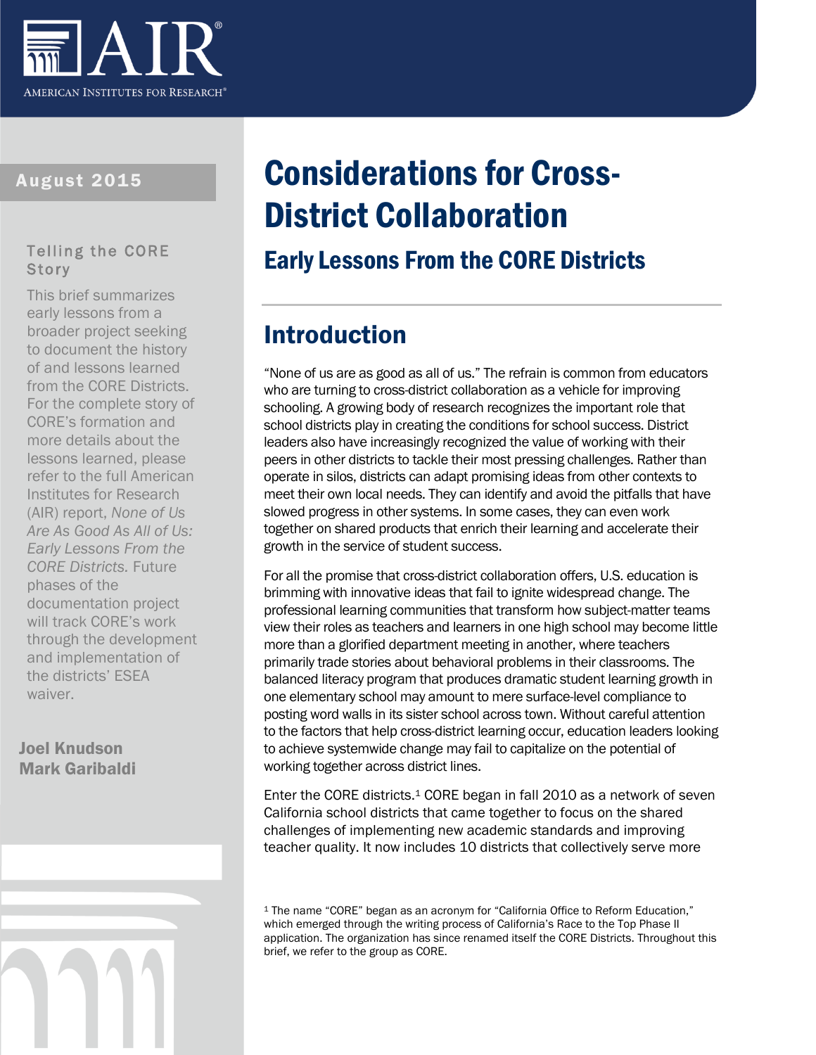AIR
AMERICAN INSTITUTES FOR RESEARCH®

August 2015

### Telling the CORE Story

This brief summarizes early lessons from a broader project seeking to document the history of and lessons learned from the CORE Districts. For the complete story of CORE's formation and more details about the lessons learned, please refer to the full American Institutes for Research (AIR) report, *None of Us Are As Good As All of Us: Early Lessons From the CORE Districts.* Future phases of the documentation project will track CORE's work through the development and implementation of the districts' ESEA waiver.

**Joel Knudson**
**Mark Garibaldi**

# Considerations for Cross-District Collaboration

## Early Lessons From the CORE Districts

## Introduction

"None of us are as good as all of us." The refrain is common from educators who are turning to cross-district collaboration as a vehicle for improving schooling. A growing body of research recognizes the important role that school districts play in creating the conditions for school success. District leaders also have increasingly recognized the value of working with their peers in other districts to tackle their most pressing challenges. Rather than operate in silos, districts can adapt promising ideas from other contexts to meet their own local needs. They can identify and avoid the pitfalls that have slowed progress in other systems. In some cases, they can even work together on shared products that enrich their learning and accelerate their growth in the service of student success.

For all the promise that cross-district collaboration offers, U.S. education is brimming with innovative ideas that fail to ignite widespread change. The professional learning communities that transform how subject-matter teams view their roles as teachers and learners in one high school may become little more than a glorified department meeting in another, where teachers primarily trade stories about behavioral problems in their classrooms. The balanced literacy program that produces dramatic student learning growth in one elementary school may amount to mere surface-level compliance to posting word walls in its sister school across town. Without careful attention to the factors that help cross-district learning occur, education leaders looking to achieve systemwide change may fail to capitalize on the potential of working together across district lines.

Enter the CORE districts.[1] CORE began in fall 2010 as a network of seven California school districts that came together to focus on the shared challenges of implementing new academic standards and improving teacher quality. It now includes 10 districts that collectively serve more

[1] The name "CORE" began as an acronym for "California Office to Reform Education," which emerged through the writing process of California's Race to the Top Phase II application. The organization has since renamed itself the CORE Districts. Throughout this brief, we refer to the group as CORE.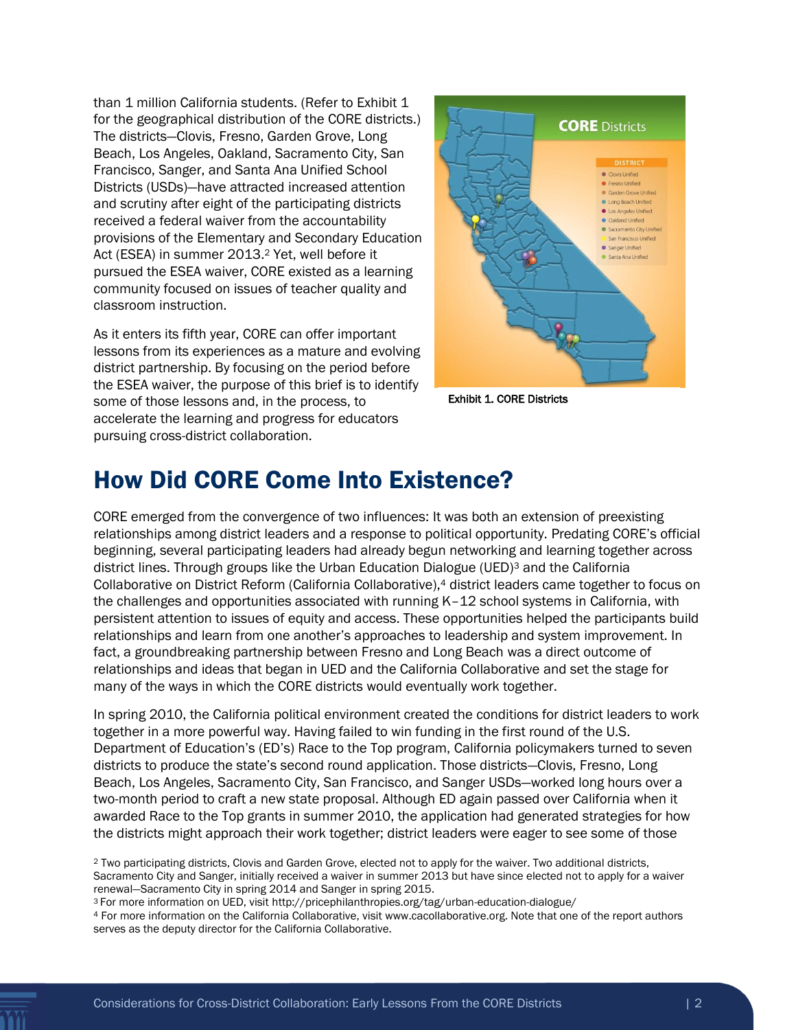than 1 million California students. (Refer to Exhibit 1 for the geographical distribution of the CORE districts.) The districts—Clovis, Fresno, Garden Grove, Long Beach, Los Angeles, Oakland, Sacramento City, San Francisco, Sanger, and Santa Ana Unified School Districts (USDs)—have attracted increased attention and scrutiny after eight of the participating districts received a federal waiver from the accountability provisions of the Elementary and Secondary Education Act (ESEA) in summer 2013.[2] Yet, well before it pursued the ESEA waiver, CORE existed as a learning community focused on issues of teacher quality and classroom instruction.

As it enters its fifth year, CORE can offer important lessons from its experiences as a mature and evolving district partnership. By focusing on the period before the ESEA waiver, the purpose of this brief is to identify some of those lessons and, in the process, to accelerate the learning and progress for educators pursuing cross-district collaboration.

**Exhibit 1. CORE Districts**

## How Did CORE Come Into Existence?

CORE emerged from the convergence of two influences: It was both an extension of preexisting relationships among district leaders and a response to political opportunity. Predating CORE's official beginning, several participating leaders had already begun networking and learning together across district lines. Through groups like the Urban Education Dialogue (UED)[3] and the California Collaborative on District Reform (California Collaborative),[4] district leaders came together to focus on the challenges and opportunities associated with running K–12 school systems in California, with persistent attention to issues of equity and access. These opportunities helped the participants build relationships and learn from one another's approaches to leadership and system improvement. In fact, a groundbreaking partnership between Fresno and Long Beach was a direct outcome of relationships and ideas that began in UED and the California Collaborative and set the stage for many of the ways in which the CORE districts would eventually work together.

In spring 2010, the California political environment created the conditions for district leaders to work together in a more powerful way. Having failed to win funding in the first round of the U.S. Department of Education's (ED's) Race to the Top program, California policymakers turned to seven districts to produce the state's second round application. Those districts—Clovis, Fresno, Long Beach, Los Angeles, Sacramento City, San Francisco, and Sanger USDs—worked long hours over a two-month period to craft a new state proposal. Although ED again passed over California when it awarded Race to the Top grants in summer 2010, the application had generated strategies for how the districts might approach their work together; district leaders were eager to see some of those

[2] Two participating districts, Clovis and Garden Grove, elected not to apply for the waiver. Two additional districts, Sacramento City and Sanger, initially received a waiver in summer 2013 but have since elected not to apply for a waiver renewal—Sacramento City in spring 2014 and Sanger in spring 2015.

[3] For more information on UED, visit http://pricephilanthropies.org/tag/urban-education-dialogue/

[4] For more information on the California Collaborative, visit www.cacollaborative.org. Note that one of the report authors serves as the deputy director for the California Collaborative.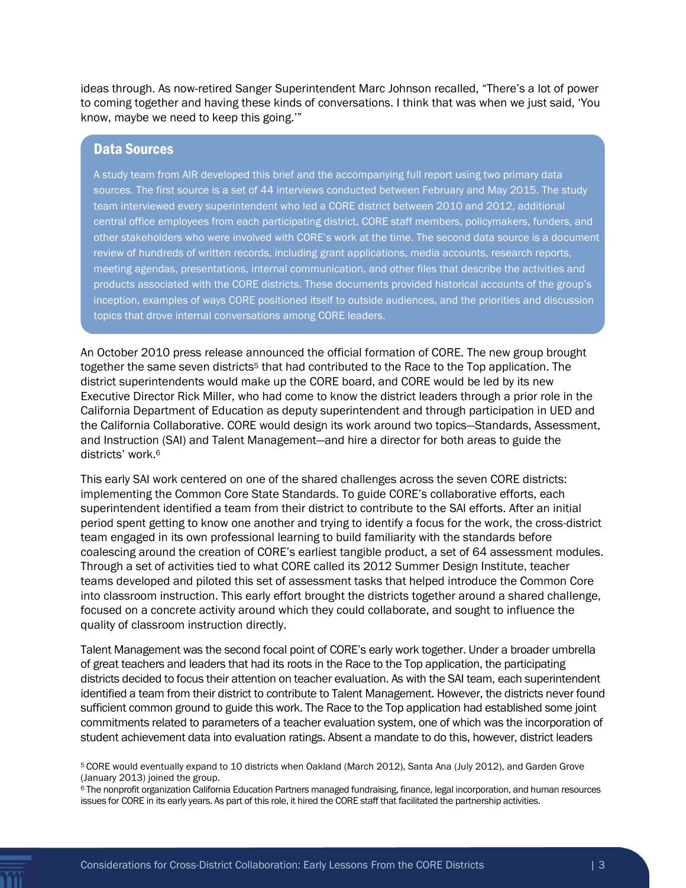ideas through. As now-retired Sanger Superintendent Marc Johnson recalled, "There's a lot of power to coming together and having these kinds of conversations. I think that was when we just said, 'You know, maybe we need to keep this going.'"

## Data Sources

A study team from AIR developed this brief and the accompanying full report using two primary data sources. The first source is a set of 44 interviews conducted between February and May 2015. The study team interviewed every superintendent who led a CORE district between 2010 and 2012, additional central office employees from each participating district, CORE staff members, policymakers, funders, and other stakeholders who were involved with CORE's work at the time. The second data source is a document review of hundreds of written records, including grant applications, media accounts, research reports, meeting agendas, presentations, internal communication, and other files that describe the activities and products associated with the CORE districts. These documents provided historical accounts of the group's inception, examples of ways CORE positioned itself to outside audiences, and the priorities and discussion topics that drove internal conversations among CORE leaders.

An October 2010 press release announced the official formation of CORE. The new group brought together the same seven districts[5] that had contributed to the Race to the Top application. The district superintendents would make up the CORE board, and CORE would be led by its new Executive Director Rick Miller, who had come to know the district leaders through a prior role in the California Department of Education as deputy superintendent and through participation in UED and the California Collaborative. CORE would design its work around two topics—Standards, Assessment, and Instruction (SAI) and Talent Management—and hire a director for both areas to guide the districts' work.[6]

This early SAI work centered on one of the shared challenges across the seven CORE districts: implementing the Common Core State Standards. To guide CORE's collaborative efforts, each superintendent identified a team from their district to contribute to the SAI efforts. After an initial period spent getting to know one another and trying to identify a focus for the work, the cross-district team engaged in its own professional learning to build familiarity with the standards before coalescing around the creation of CORE's earliest tangible product, a set of 64 assessment modules. Through a set of activities tied to what CORE called its 2012 Summer Design Institute, teacher teams developed and piloted this set of assessment tasks that helped introduce the Common Core into classroom instruction. This early effort brought the districts together around a shared challenge, focused on a concrete activity around which they could collaborate, and sought to influence the quality of classroom instruction directly.

Talent Management was the second focal point of CORE's early work together. Under a broader umbrella of great teachers and leaders that had its roots in the Race to the Top application, the participating districts decided to focus their attention on teacher evaluation. As with the SAI team, each superintendent identified a team from their district to contribute to Talent Management. However, the districts never found sufficient common ground to guide this work. The Race to the Top application had established some joint commitments related to parameters of a teacher evaluation system, one of which was the incorporation of student achievement data into evaluation ratings. Absent a mandate to do this, however, district leaders

[5] CORE would eventually expand to 10 districts when Oakland (March 2012), Santa Ana (July 2012), and Garden Grove (January 2013) joined the group.

[6] The nonprofit organization California Education Partners managed fundraising, finance, legal incorporation, and human resources issues for CORE in its early years. As part of this role, it hired the CORE staff that facilitated the partnership activities.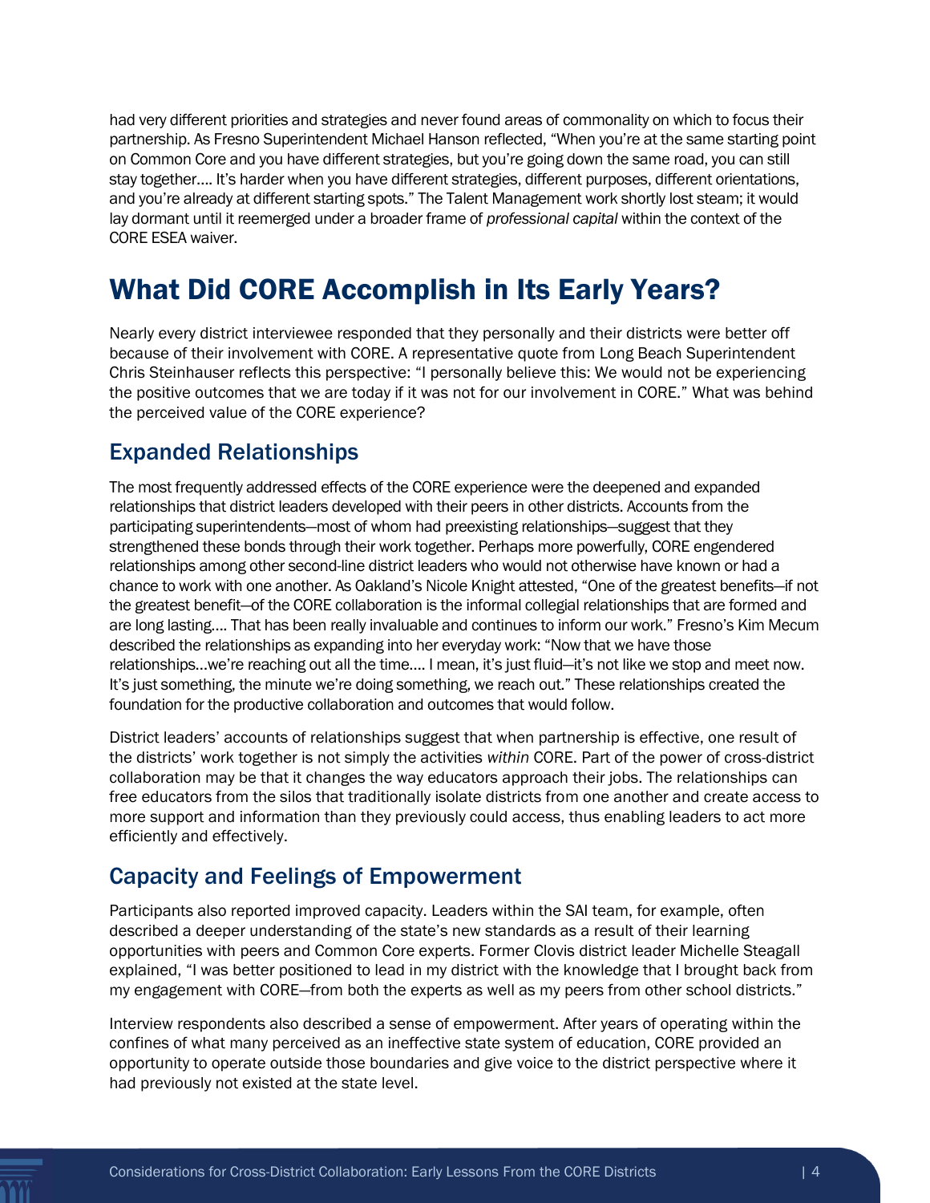had very different priorities and strategies and never found areas of commonality on which to focus their partnership. As Fresno Superintendent Michael Hanson reflected, "When you're at the same starting point on Common Core and you have different strategies, but you're going down the same road, you can still stay together…. It's harder when you have different strategies, different purposes, different orientations, and you're already at different starting spots." The Talent Management work shortly lost steam; it would lay dormant until it reemerged under a broader frame of *professional capital* within the context of the CORE ESEA waiver.

# What Did CORE Accomplish in Its Early Years?

Nearly every district interviewee responded that they personally and their districts were better off because of their involvement with CORE. A representative quote from Long Beach Superintendent Chris Steinhauser reflects this perspective: "I personally believe this: We would not be experiencing the positive outcomes that we are today if it was not for our involvement in CORE." What was behind the perceived value of the CORE experience?

## Expanded Relationships

The most frequently addressed effects of the CORE experience were the deepened and expanded relationships that district leaders developed with their peers in other districts. Accounts from the participating superintendents—most of whom had preexisting relationships—suggest that they strengthened these bonds through their work together. Perhaps more powerfully, CORE engendered relationships among other second-line district leaders who would not otherwise have known or had a chance to work with one another. As Oakland's Nicole Knight attested, "One of the greatest benefits—if not the greatest benefit—of the CORE collaboration is the informal collegial relationships that are formed and are long lasting…. That has been really invaluable and continues to inform our work." Fresno's Kim Mecum described the relationships as expanding into her everyday work: "Now that we have those relationships…we're reaching out all the time…. I mean, it's just fluid—it's not like we stop and meet now. It's just something, the minute we're doing something, we reach out." These relationships created the foundation for the productive collaboration and outcomes that would follow.

District leaders' accounts of relationships suggest that when partnership is effective, one result of the districts' work together is not simply the activities *within* CORE. Part of the power of cross-district collaboration may be that it changes the way educators approach their jobs. The relationships can free educators from the silos that traditionally isolate districts from one another and create access to more support and information than they previously could access, thus enabling leaders to act more efficiently and effectively.

## Capacity and Feelings of Empowerment

Participants also reported improved capacity. Leaders within the SAI team, for example, often described a deeper understanding of the state's new standards as a result of their learning opportunities with peers and Common Core experts. Former Clovis district leader Michelle Steagall explained, "I was better positioned to lead in my district with the knowledge that I brought back from my engagement with CORE—from both the experts as well as my peers from other school districts."

Interview respondents also described a sense of empowerment. After years of operating within the confines of what many perceived as an ineffective state system of education, CORE provided an opportunity to operate outside those boundaries and give voice to the district perspective where it had previously not existed at the state level.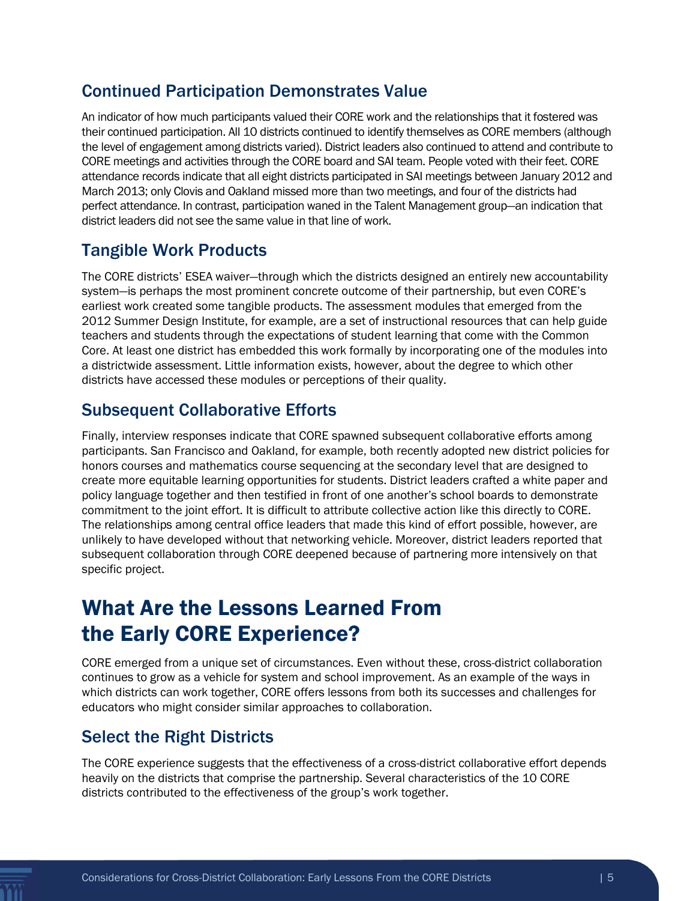## Continued Participation Demonstrates Value

An indicator of how much participants valued their CORE work and the relationships that it fostered was their continued participation. All 10 districts continued to identify themselves as CORE members (although the level of engagement among districts varied). District leaders also continued to attend and contribute to CORE meetings and activities through the CORE board and SAI team. People voted with their feet. CORE attendance records indicate that all eight districts participated in SAI meetings between January 2012 and March 2013; only Clovis and Oakland missed more than two meetings, and four of the districts had perfect attendance. In contrast, participation waned in the Talent Management group—an indication that district leaders did not see the same value in that line of work.

## Tangible Work Products

The CORE districts' ESEA waiver—through which the districts designed an entirely new accountability system—is perhaps the most prominent concrete outcome of their partnership, but even CORE's earliest work created some tangible products. The assessment modules that emerged from the 2012 Summer Design Institute, for example, are a set of instructional resources that can help guide teachers and students through the expectations of student learning that come with the Common Core. At least one district has embedded this work formally by incorporating one of the modules into a districtwide assessment. Little information exists, however, about the degree to which other districts have accessed these modules or perceptions of their quality.

## Subsequent Collaborative Efforts

Finally, interview responses indicate that CORE spawned subsequent collaborative efforts among participants. San Francisco and Oakland, for example, both recently adopted new district policies for honors courses and mathematics course sequencing at the secondary level that are designed to create more equitable learning opportunities for students. District leaders crafted a white paper and policy language together and then testified in front of one another's school boards to demonstrate commitment to the joint effort. It is difficult to attribute collective action like this directly to CORE. The relationships among central office leaders that made this kind of effort possible, however, are unlikely to have developed without that networking vehicle. Moreover, district leaders reported that subsequent collaboration through CORE deepened because of partnering more intensively on that specific project.

# What Are the Lessons Learned From the Early CORE Experience?

CORE emerged from a unique set of circumstances. Even without these, cross-district collaboration continues to grow as a vehicle for system and school improvement. As an example of the ways in which districts can work together, CORE offers lessons from both its successes and challenges for educators who might consider similar approaches to collaboration.

## Select the Right Districts

The CORE experience suggests that the effectiveness of a cross-district collaborative effort depends heavily on the districts that comprise the partnership. Several characteristics of the 10 CORE districts contributed to the effectiveness of the group's work together.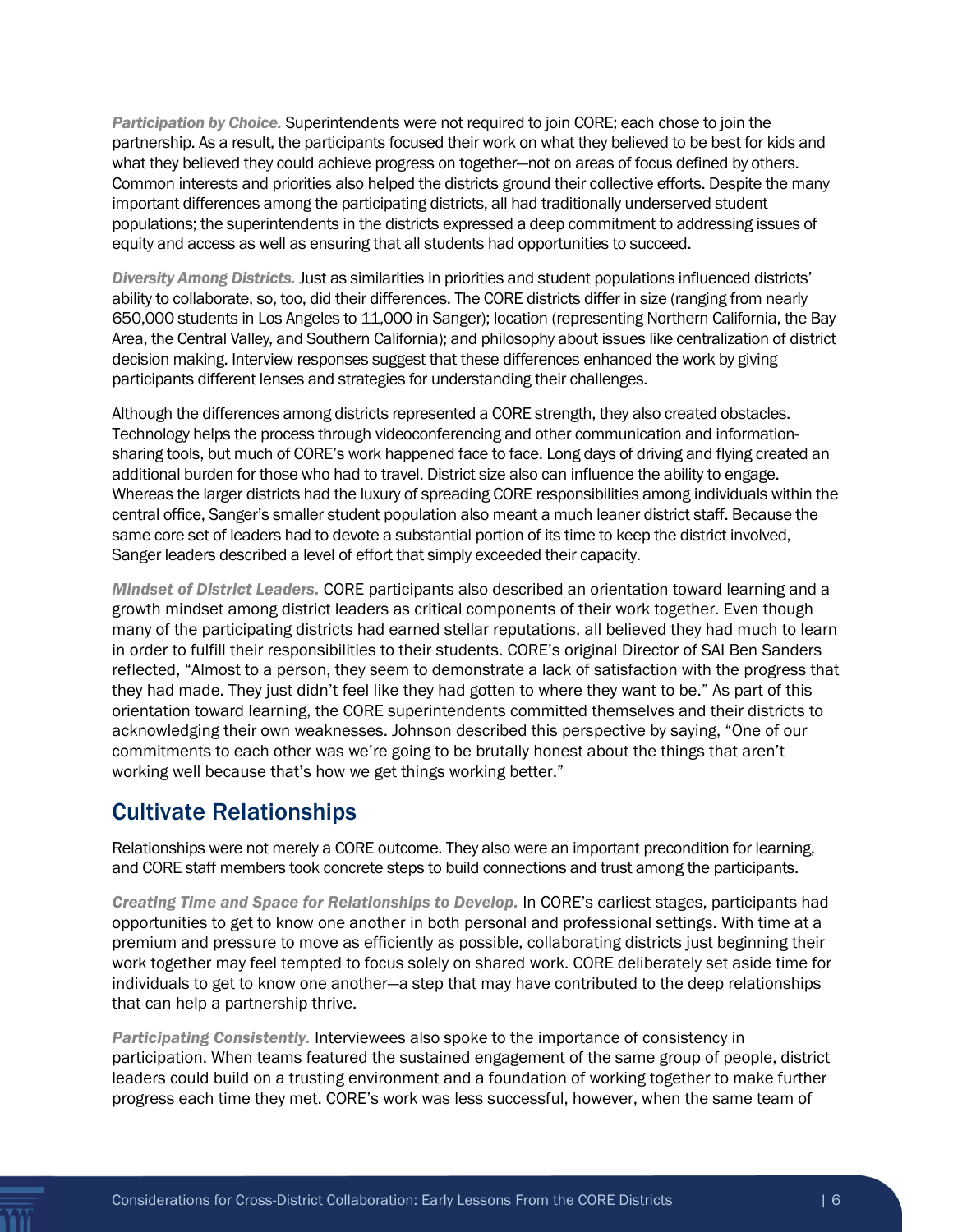*Participation by Choice.* Superintendents were not required to join CORE; each chose to join the partnership. As a result, the participants focused their work on what they believed to be best for kids and what they believed they could achieve progress on together—not on areas of focus defined by others. Common interests and priorities also helped the districts ground their collective efforts. Despite the many important differences among the participating districts, all had traditionally underserved student populations; the superintendents in the districts expressed a deep commitment to addressing issues of equity and access as well as ensuring that all students had opportunities to succeed.

*Diversity Among Districts.* Just as similarities in priorities and student populations influenced districts' ability to collaborate, so, too, did their differences. The CORE districts differ in size (ranging from nearly 650,000 students in Los Angeles to 11,000 in Sanger); location (representing Northern California, the Bay Area, the Central Valley, and Southern California); and philosophy about issues like centralization of district decision making. Interview responses suggest that these differences enhanced the work by giving participants different lenses and strategies for understanding their challenges.

Although the differences among districts represented a CORE strength, they also created obstacles. Technology helps the process through videoconferencing and other communication and information-sharing tools, but much of CORE's work happened face to face. Long days of driving and flying created an additional burden for those who had to travel. District size also can influence the ability to engage. Whereas the larger districts had the luxury of spreading CORE responsibilities among individuals within the central office, Sanger's smaller student population also meant a much leaner district staff. Because the same core set of leaders had to devote a substantial portion of its time to keep the district involved, Sanger leaders described a level of effort that simply exceeded their capacity.

*Mindset of District Leaders.* CORE participants also described an orientation toward learning and a growth mindset among district leaders as critical components of their work together. Even though many of the participating districts had earned stellar reputations, all believed they had much to learn in order to fulfill their responsibilities to their students. CORE's original Director of SAI Ben Sanders reflected, "Almost to a person, they seem to demonstrate a lack of satisfaction with the progress that they had made. They just didn't feel like they had gotten to where they want to be." As part of this orientation toward learning, the CORE superintendents committed themselves and their districts to acknowledging their own weaknesses. Johnson described this perspective by saying, "One of our commitments to each other was we're going to be brutally honest about the things that aren't working well because that's how we get things working better."

## Cultivate Relationships

Relationships were not merely a CORE outcome. They also were an important precondition for learning, and CORE staff members took concrete steps to build connections and trust among the participants.

*Creating Time and Space for Relationships to Develop.* In CORE's earliest stages, participants had opportunities to get to know one another in both personal and professional settings. With time at a premium and pressure to move as efficiently as possible, collaborating districts just beginning their work together may feel tempted to focus solely on shared work. CORE deliberately set aside time for individuals to get to know one another—a step that may have contributed to the deep relationships that can help a partnership thrive.

*Participating Consistently.* Interviewees also spoke to the importance of consistency in participation. When teams featured the sustained engagement of the same group of people, district leaders could build on a trusting environment and a foundation of working together to make further progress each time they met. CORE's work was less successful, however, when the same team of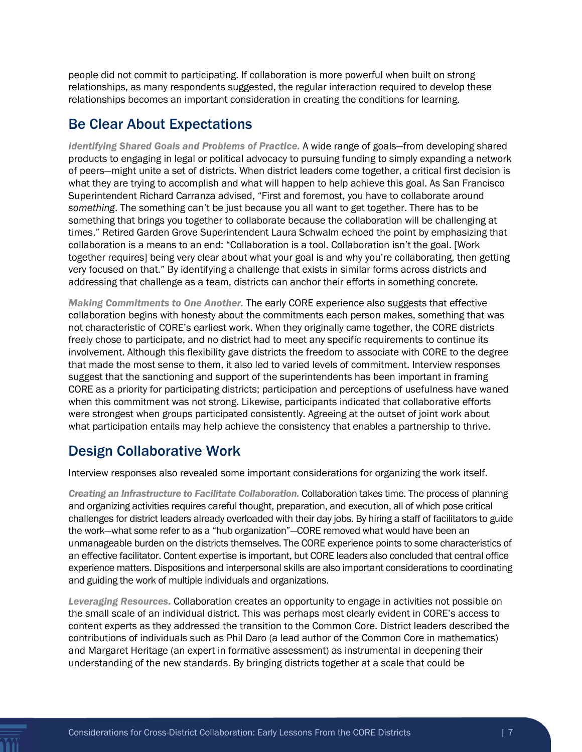people did not commit to participating. If collaboration is more powerful when built on strong relationships, as many respondents suggested, the regular interaction required to develop these relationships becomes an important consideration in creating the conditions for learning.

## Be Clear About Expectations

***Identifying Shared Goals and Problems of Practice.*** A wide range of goals—from developing shared products to engaging in legal or political advocacy to pursuing funding to simply expanding a network of peers—might unite a set of districts. When district leaders come together, a critical first decision is what they are trying to accomplish and what will happen to help achieve this goal. As San Francisco Superintendent Richard Carranza advised, "First and foremost, you have to collaborate around *something*. The something can't be just because you all want to get together. There has to be something that brings you together to collaborate because the collaboration will be challenging at times." Retired Garden Grove Superintendent Laura Schwalm echoed the point by emphasizing that collaboration is a means to an end: "Collaboration is a tool. Collaboration isn't the goal. [Work together requires] being very clear about what your goal is and why you're collaborating, then getting very focused on that." By identifying a challenge that exists in similar forms across districts and addressing that challenge as a team, districts can anchor their efforts in something concrete.

***Making Commitments to One Another.*** The early CORE experience also suggests that effective collaboration begins with honesty about the commitments each person makes, something that was not characteristic of CORE's earliest work. When they originally came together, the CORE districts freely chose to participate, and no district had to meet any specific requirements to continue its involvement. Although this flexibility gave districts the freedom to associate with CORE to the degree that made the most sense to them, it also led to varied levels of commitment. Interview responses suggest that the sanctioning and support of the superintendents has been important in framing CORE as a priority for participating districts; participation and perceptions of usefulness have waned when this commitment was not strong. Likewise, participants indicated that collaborative efforts were strongest when groups participated consistently. Agreeing at the outset of joint work about what participation entails may help achieve the consistency that enables a partnership to thrive.

## Design Collaborative Work

Interview responses also revealed some important considerations for organizing the work itself.

***Creating an Infrastructure to Facilitate Collaboration.*** Collaboration takes time. The process of planning and organizing activities requires careful thought, preparation, and execution, all of which pose critical challenges for district leaders already overloaded with their day jobs. By hiring a staff of facilitators to guide the work—what some refer to as a "hub organization"—CORE removed what would have been an unmanageable burden on the districts themselves. The CORE experience points to some characteristics of an effective facilitator. Content expertise is important, but CORE leaders also concluded that central office experience matters. Dispositions and interpersonal skills are also important considerations to coordinating and guiding the work of multiple individuals and organizations.

***Leveraging Resources.*** Collaboration creates an opportunity to engage in activities not possible on the small scale of an individual district. This was perhaps most clearly evident in CORE's access to content experts as they addressed the transition to the Common Core. District leaders described the contributions of individuals such as Phil Daro (a lead author of the Common Core in mathematics) and Margaret Heritage (an expert in formative assessment) as instrumental in deepening their understanding of the new standards. By bringing districts together at a scale that could be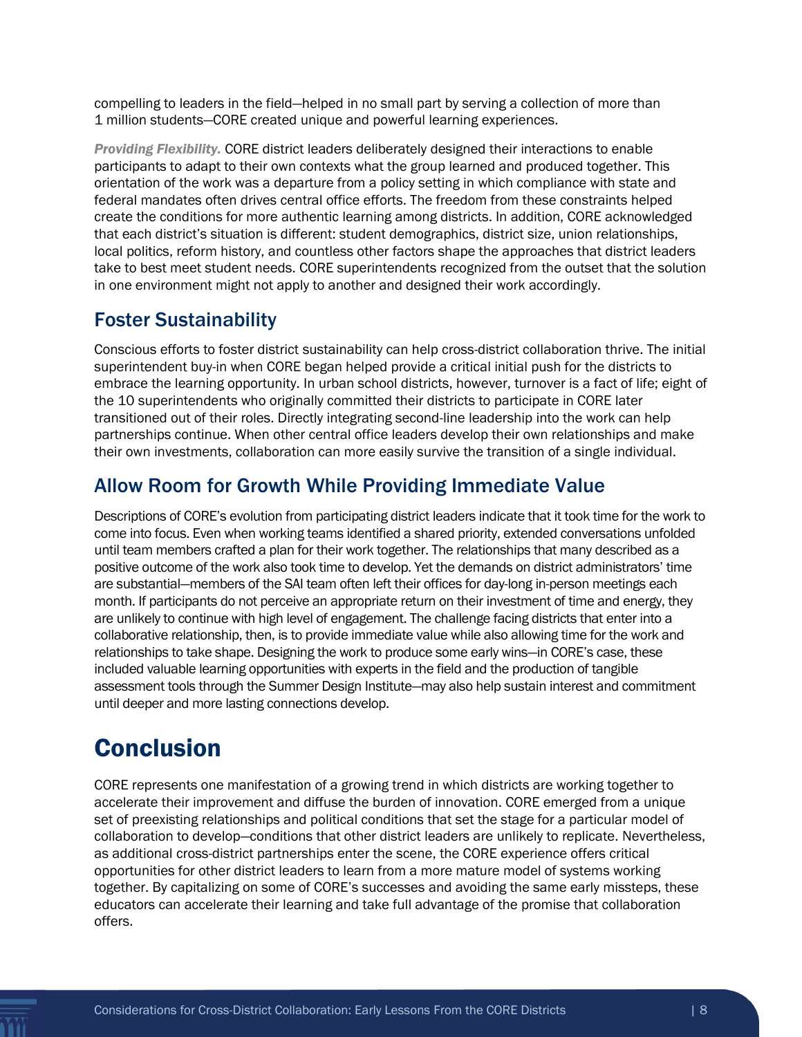compelling to leaders in the field—helped in no small part by serving a collection of more than 1 million students—CORE created unique and powerful learning experiences.

***Providing Flexibility.*** CORE district leaders deliberately designed their interactions to enable participants to adapt to their own contexts what the group learned and produced together. This orientation of the work was a departure from a policy setting in which compliance with state and federal mandates often drives central office efforts. The freedom from these constraints helped create the conditions for more authentic learning among districts. In addition, CORE acknowledged that each district's situation is different: student demographics, district size, union relationships, local politics, reform history, and countless other factors shape the approaches that district leaders take to best meet student needs. CORE superintendents recognized from the outset that the solution in one environment might not apply to another and designed their work accordingly.

## Foster Sustainability

Conscious efforts to foster district sustainability can help cross-district collaboration thrive. The initial superintendent buy-in when CORE began helped provide a critical initial push for the districts to embrace the learning opportunity. In urban school districts, however, turnover is a fact of life; eight of the 10 superintendents who originally committed their districts to participate in CORE later transitioned out of their roles. Directly integrating second-line leadership into the work can help partnerships continue. When other central office leaders develop their own relationships and make their own investments, collaboration can more easily survive the transition of a single individual.

## Allow Room for Growth While Providing Immediate Value

Descriptions of CORE's evolution from participating district leaders indicate that it took time for the work to come into focus. Even when working teams identified a shared priority, extended conversations unfolded until team members crafted a plan for their work together. The relationships that many described as a positive outcome of the work also took time to develop. Yet the demands on district administrators' time are substantial—members of the SAI team often left their offices for day-long in-person meetings each month. If participants do not perceive an appropriate return on their investment of time and energy, they are unlikely to continue with high level of engagement. The challenge facing districts that enter into a collaborative relationship, then, is to provide immediate value while also allowing time for the work and relationships to take shape. Designing the work to produce some early wins—in CORE's case, these included valuable learning opportunities with experts in the field and the production of tangible assessment tools through the Summer Design Institute—may also help sustain interest and commitment until deeper and more lasting connections develop.

# Conclusion

CORE represents one manifestation of a growing trend in which districts are working together to accelerate their improvement and diffuse the burden of innovation. CORE emerged from a unique set of preexisting relationships and political conditions that set the stage for a particular model of collaboration to develop—conditions that other district leaders are unlikely to replicate. Nevertheless, as additional cross-district partnerships enter the scene, the CORE experience offers critical opportunities for other district leaders to learn from a more mature model of systems working together. By capitalizing on some of CORE's successes and avoiding the same early missteps, these educators can accelerate their learning and take full advantage of the promise that collaboration offers.